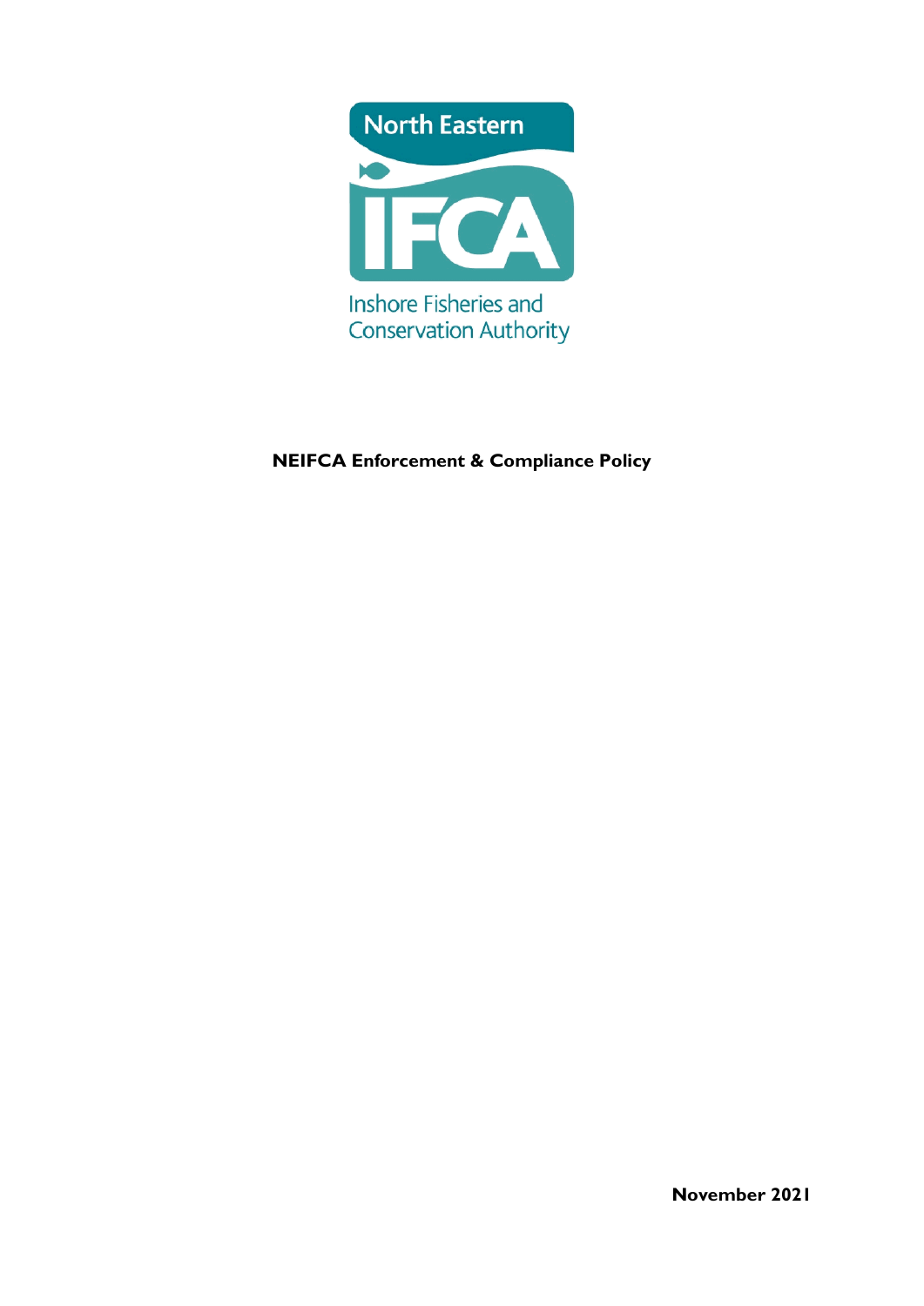North Eastern

IFCA

Inshore Fisheries and Conservation Authority

**NEIFCA Enforcement & Compliance Policy**

**November 2021**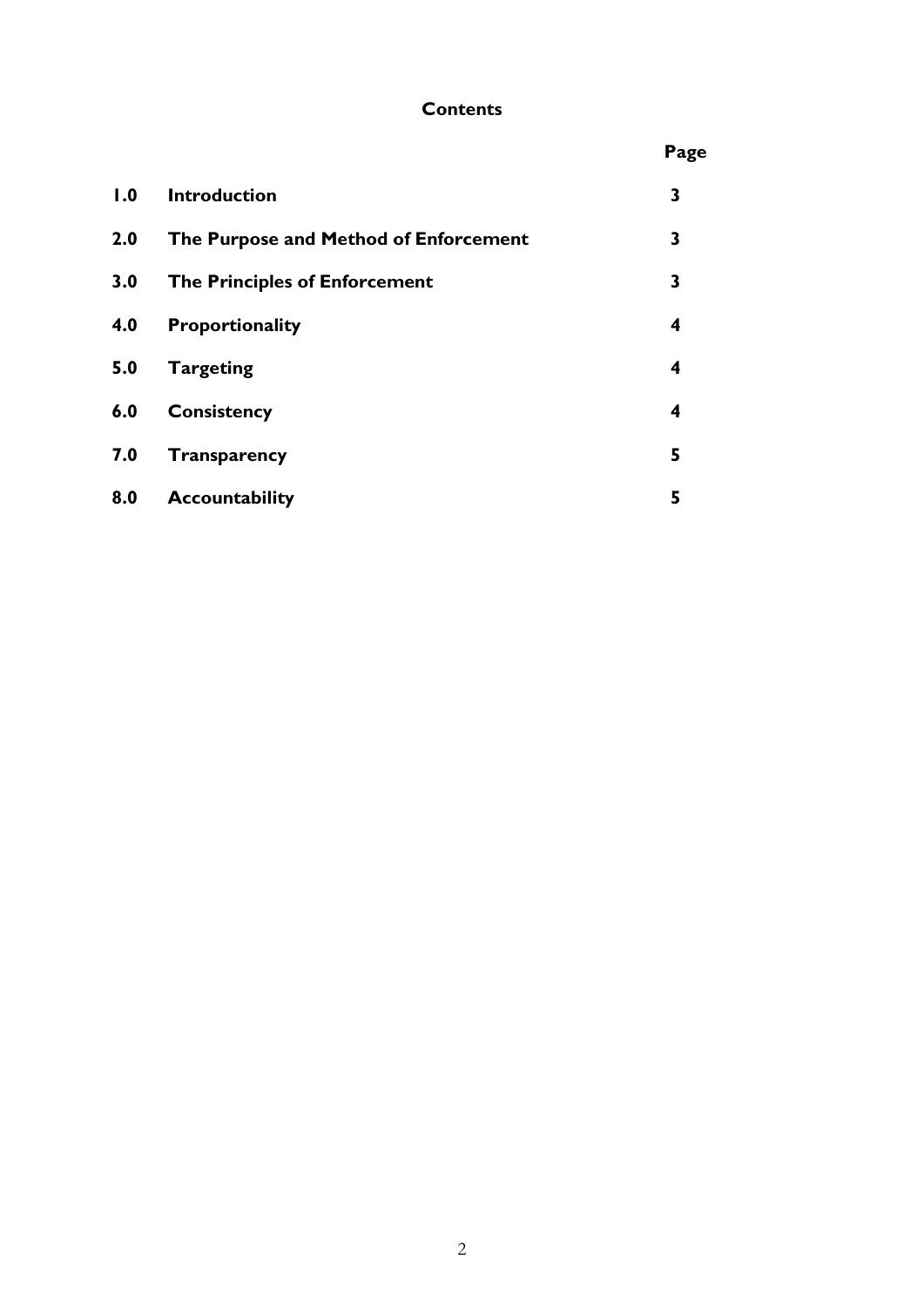# Contents

| | | Page |
|---|---|---|
| **1.0** | **Introduction** | **3** |
| **2.0** | **The Purpose and Method of Enforcement** | **3** |
| **3.0** | **The Principles of Enforcement** | **3** |
| **4.0** | **Proportionality** | **4** |
| **5.0** | **Targeting** | **4** |
| **6.0** | **Consistency** | **4** |
| **7.0** | **Transparency** | **5** |
| **8.0** | **Accountability** | **5** |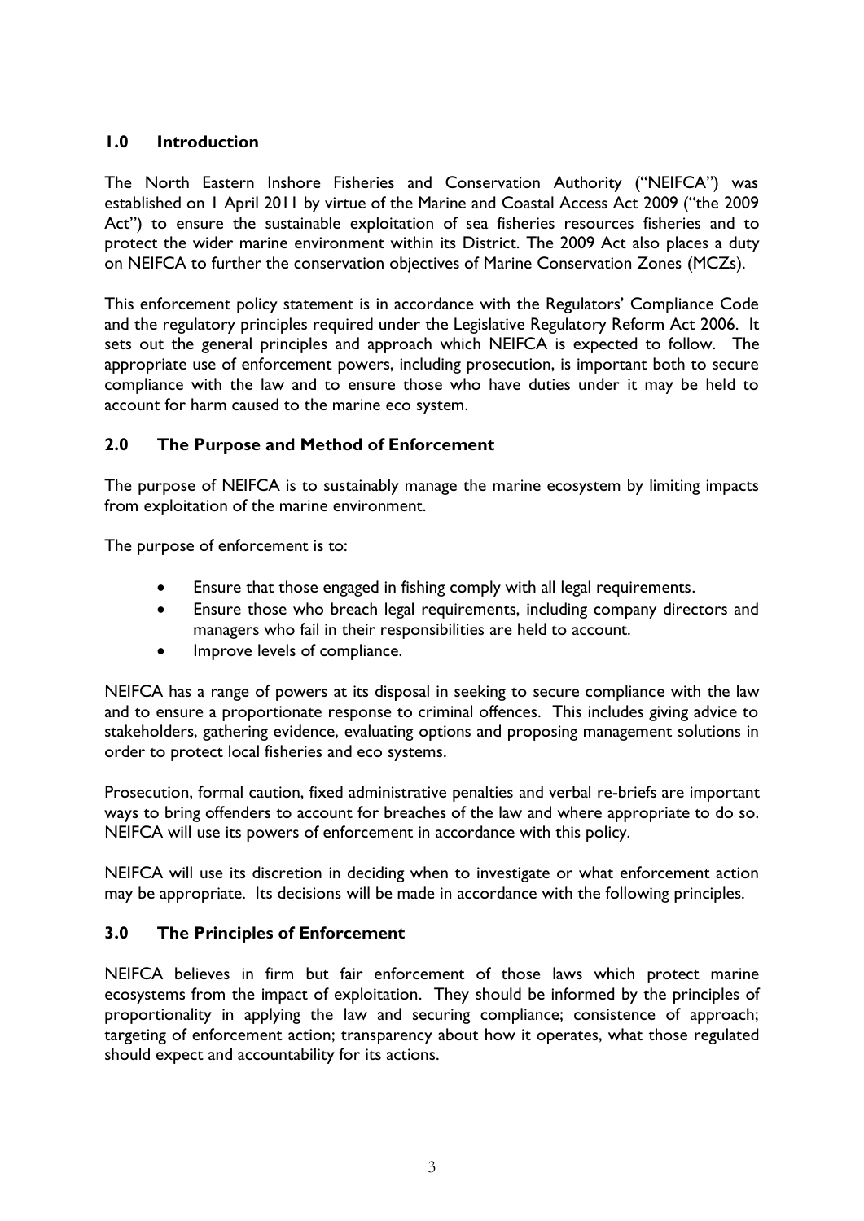## 1.0 Introduction

The North Eastern Inshore Fisheries and Conservation Authority ("NEIFCA") was established on 1 April 2011 by virtue of the Marine and Coastal Access Act 2009 ("the 2009 Act") to ensure the sustainable exploitation of sea fisheries resources fisheries and to protect the wider marine environment within its District. The 2009 Act also places a duty on NEIFCA to further the conservation objectives of Marine Conservation Zones (MCZs).

This enforcement policy statement is in accordance with the Regulators' Compliance Code and the regulatory principles required under the Legislative Regulatory Reform Act 2006. It sets out the general principles and approach which NEIFCA is expected to follow. The appropriate use of enforcement powers, including prosecution, is important both to secure compliance with the law and to ensure those who have duties under it may be held to account for harm caused to the marine eco system.

## 2.0 The Purpose and Method of Enforcement

The purpose of NEIFCA is to sustainably manage the marine ecosystem by limiting impacts from exploitation of the marine environment.

The purpose of enforcement is to:

- Ensure that those engaged in fishing comply with all legal requirements.
- Ensure those who breach legal requirements, including company directors and managers who fail in their responsibilities are held to account.
- Improve levels of compliance.

NEIFCA has a range of powers at its disposal in seeking to secure compliance with the law and to ensure a proportionate response to criminal offences. This includes giving advice to stakeholders, gathering evidence, evaluating options and proposing management solutions in order to protect local fisheries and eco systems.

Prosecution, formal caution, fixed administrative penalties and verbal re-briefs are important ways to bring offenders to account for breaches of the law and where appropriate to do so. NEIFCA will use its powers of enforcement in accordance with this policy.

NEIFCA will use its discretion in deciding when to investigate or what enforcement action may be appropriate. Its decisions will be made in accordance with the following principles.

## 3.0 The Principles of Enforcement

NEIFCA believes in firm but fair enforcement of those laws which protect marine ecosystems from the impact of exploitation. They should be informed by the principles of proportionality in applying the law and securing compliance; consistence of approach; targeting of enforcement action; transparency about how it operates, what those regulated should expect and accountability for its actions.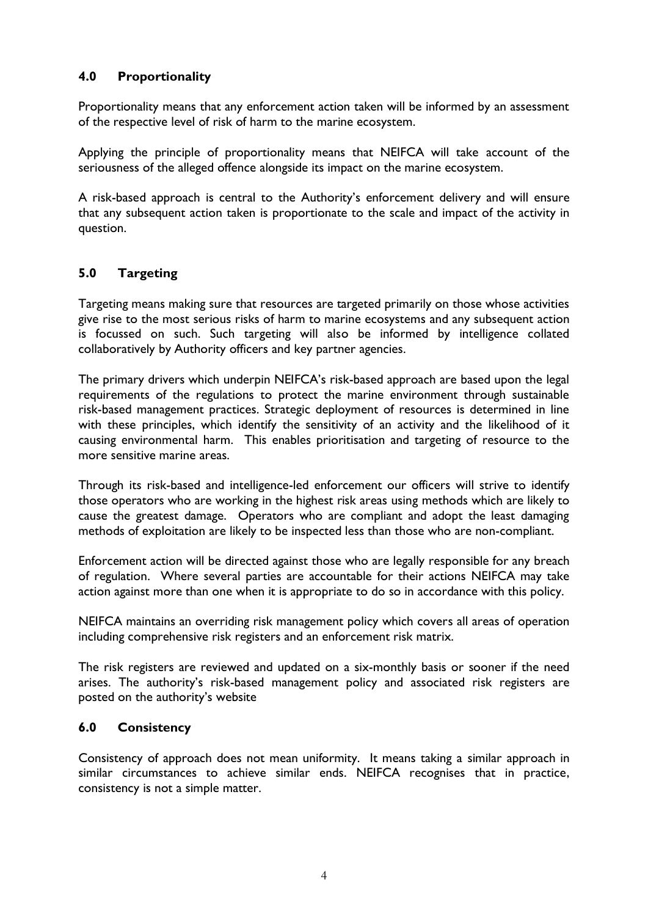## 4.0 Proportionality

Proportionality means that any enforcement action taken will be informed by an assessment of the respective level of risk of harm to the marine ecosystem.

Applying the principle of proportionality means that NEIFCA will take account of the seriousness of the alleged offence alongside its impact on the marine ecosystem.

A risk-based approach is central to the Authority's enforcement delivery and will ensure that any subsequent action taken is proportionate to the scale and impact of the activity in question.

## 5.0 Targeting

Targeting means making sure that resources are targeted primarily on those whose activities give rise to the most serious risks of harm to marine ecosystems and any subsequent action is focussed on such. Such targeting will also be informed by intelligence collated collaboratively by Authority officers and key partner agencies.

The primary drivers which underpin NEIFCA's risk-based approach are based upon the legal requirements of the regulations to protect the marine environment through sustainable risk-based management practices. Strategic deployment of resources is determined in line with these principles, which identify the sensitivity of an activity and the likelihood of it causing environmental harm. This enables prioritisation and targeting of resource to the more sensitive marine areas.

Through its risk-based and intelligence-led enforcement our officers will strive to identify those operators who are working in the highest risk areas using methods which are likely to cause the greatest damage. Operators who are compliant and adopt the least damaging methods of exploitation are likely to be inspected less than those who are non-compliant.

Enforcement action will be directed against those who are legally responsible for any breach of regulation. Where several parties are accountable for their actions NEIFCA may take action against more than one when it is appropriate to do so in accordance with this policy.

NEIFCA maintains an overriding risk management policy which covers all areas of operation including comprehensive risk registers and an enforcement risk matrix.

The risk registers are reviewed and updated on a six-monthly basis or sooner if the need arises. The authority's risk-based management policy and associated risk registers are posted on the authority's website

## 6.0 Consistency

Consistency of approach does not mean uniformity. It means taking a similar approach in similar circumstances to achieve similar ends. NEIFCA recognises that in practice, consistency is not a simple matter.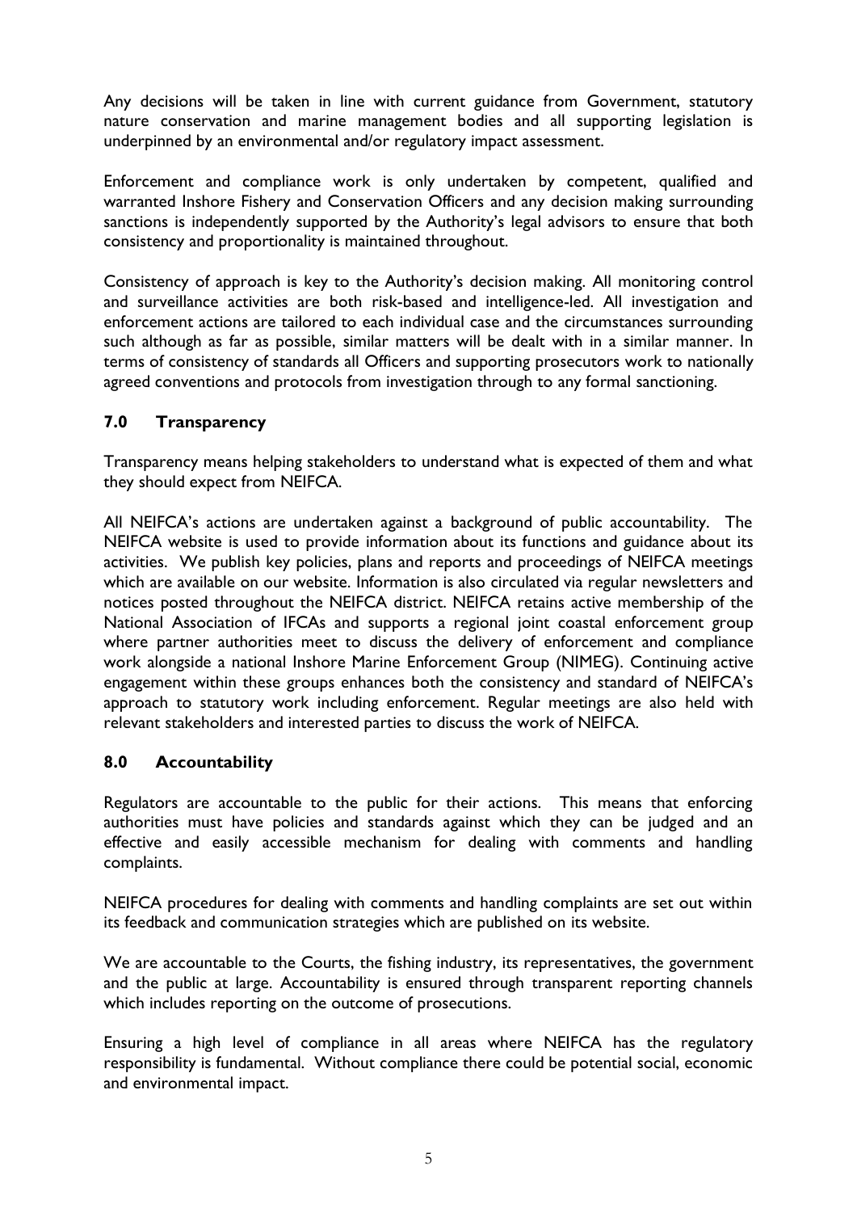Any decisions will be taken in line with current guidance from Government, statutory nature conservation and marine management bodies and all supporting legislation is underpinned by an environmental and/or regulatory impact assessment.

Enforcement and compliance work is only undertaken by competent, qualified and warranted Inshore Fishery and Conservation Officers and any decision making surrounding sanctions is independently supported by the Authority's legal advisors to ensure that both consistency and proportionality is maintained throughout.

Consistency of approach is key to the Authority's decision making. All monitoring control and surveillance activities are both risk-based and intelligence-led. All investigation and enforcement actions are tailored to each individual case and the circumstances surrounding such although as far as possible, similar matters will be dealt with in a similar manner. In terms of consistency of standards all Officers and supporting prosecutors work to nationally agreed conventions and protocols from investigation through to any formal sanctioning.

## 7.0 Transparency

Transparency means helping stakeholders to understand what is expected of them and what they should expect from NEIFCA.

All NEIFCA's actions are undertaken against a background of public accountability. The NEIFCA website is used to provide information about its functions and guidance about its activities. We publish key policies, plans and reports and proceedings of NEIFCA meetings which are available on our website. Information is also circulated via regular newsletters and notices posted throughout the NEIFCA district. NEIFCA retains active membership of the National Association of IFCAs and supports a regional joint coastal enforcement group where partner authorities meet to discuss the delivery of enforcement and compliance work alongside a national Inshore Marine Enforcement Group (NIMEG). Continuing active engagement within these groups enhances both the consistency and standard of NEIFCA's approach to statutory work including enforcement. Regular meetings are also held with relevant stakeholders and interested parties to discuss the work of NEIFCA.

## 8.0 Accountability

Regulators are accountable to the public for their actions. This means that enforcing authorities must have policies and standards against which they can be judged and an effective and easily accessible mechanism for dealing with comments and handling complaints.

NEIFCA procedures for dealing with comments and handling complaints are set out within its feedback and communication strategies which are published on its website.

We are accountable to the Courts, the fishing industry, its representatives, the government and the public at large. Accountability is ensured through transparent reporting channels which includes reporting on the outcome of prosecutions.

Ensuring a high level of compliance in all areas where NEIFCA has the regulatory responsibility is fundamental. Without compliance there could be potential social, economic and environmental impact.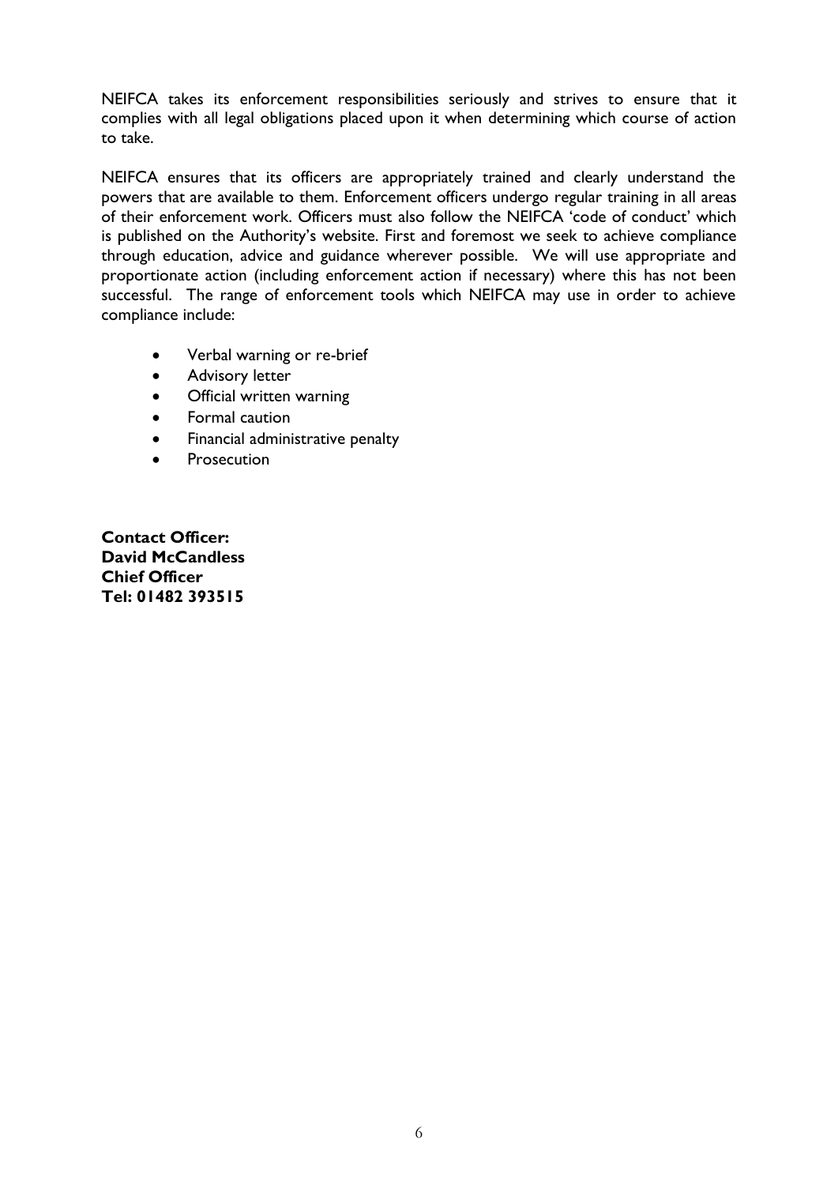NEIFCA takes its enforcement responsibilities seriously and strives to ensure that it complies with all legal obligations placed upon it when determining which course of action to take.

NEIFCA ensures that its officers are appropriately trained and clearly understand the powers that are available to them. Enforcement officers undergo regular training in all areas of their enforcement work. Officers must also follow the NEIFCA 'code of conduct' which is published on the Authority's website. First and foremost we seek to achieve compliance through education, advice and guidance wherever possible. We will use appropriate and proportionate action (including enforcement action if necessary) where this has not been successful. The range of enforcement tools which NEIFCA may use in order to achieve compliance include:

- Verbal warning or re-brief
- Advisory letter
- Official written warning
- Formal caution
- Financial administrative penalty
- Prosecution

**Contact Officer:**
**David McCandless**
**Chief Officer**
**Tel: 01482 393515**